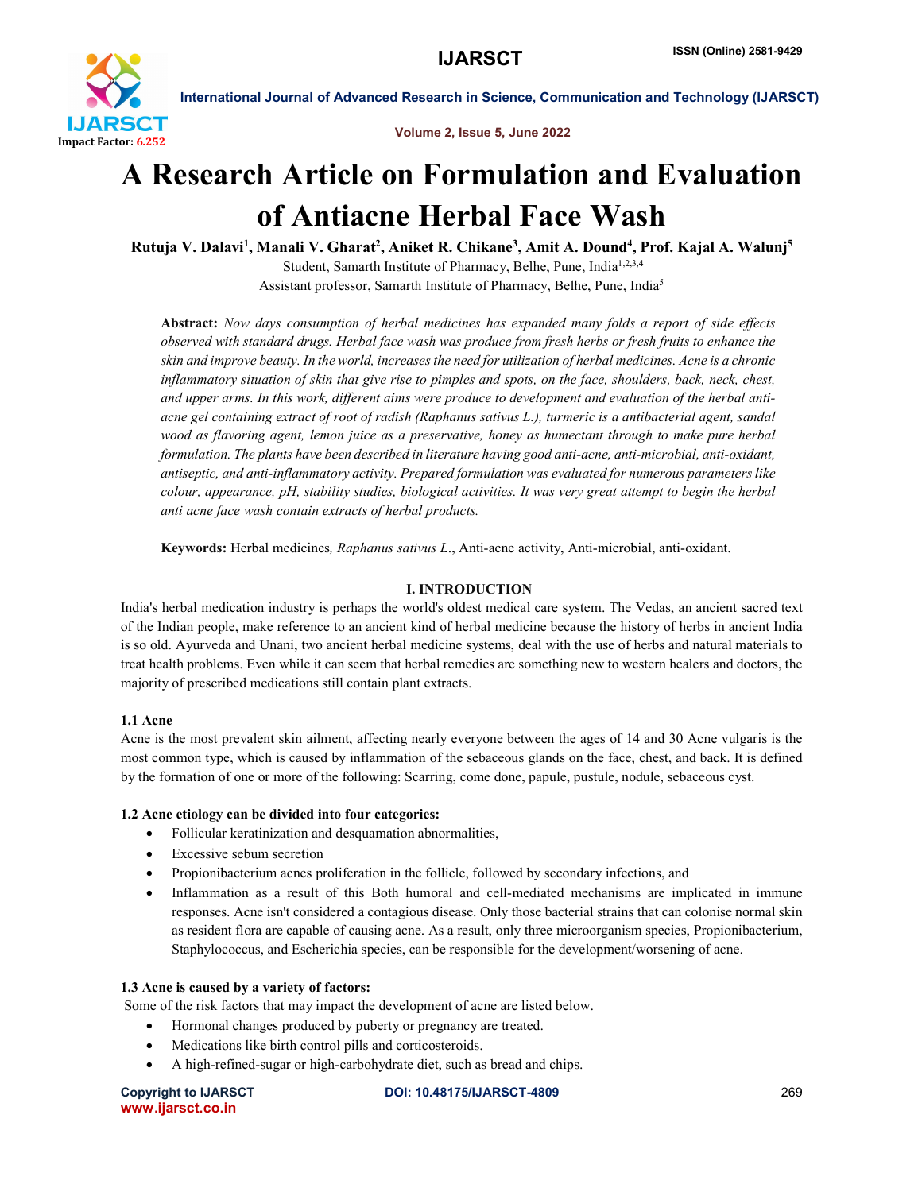# A Research Article on Formulation and Evaluation of Antiacne Herbal Face Wash

**Rutuja V. Dalavi[1], Manali V. Gharat[2], Aniket R. Chikane[3], Amit A. Dound[4], Prof. Kajal A. Walunj[5]**

Student, Samarth Institute of Pharmacy, Belhe, Pune, India[1,2,3,4]

Assistant professor, Samarth Institute of Pharmacy, Belhe, Pune, India[5]

**Abstract:** *Now days consumption of herbal medicines has expanded many folds a report of side effects observed with standard drugs. Herbal face wash was produce from fresh herbs or fresh fruits to enhance the skin and improve beauty. In the world, increases the need for utilization of herbal medicines. Acne is a chronic inflammatory situation of skin that give rise to pimples and spots, on the face, shoulders, back, neck, chest, and upper arms. In this work, different aims were produce to development and evaluation of the herbal anti-acne gel containing extract of root of radish (Raphanus sativus L.), turmeric is a antibacterial agent, sandal wood as flavoring agent, lemon juice as a preservative, honey as humectant through to make pure herbal formulation. The plants have been described in literature having good anti-acne, anti-microbial, anti-oxidant, antiseptic, and anti-inflammatory activity. Prepared formulation was evaluated for numerous parameters like colour, appearance, pH, stability studies, biological activities. It was very great attempt to begin the herbal anti acne face wash contain extracts of herbal products.*

**Keywords:** Herbal medicines*, Raphanus sativus L*., Anti-acne activity, Anti-microbial, anti-oxidant.

## I. INTRODUCTION

India's herbal medication industry is perhaps the world's oldest medical care system. The Vedas, an ancient sacred text of the Indian people, make reference to an ancient kind of herbal medicine because the history of herbs in ancient India is so old. Ayurveda and Unani, two ancient herbal medicine systems, deal with the use of herbs and natural materials to treat health problems. Even while it can seem that herbal remedies are something new to western healers and doctors, the majority of prescribed medications still contain plant extracts.

### 1.1 Acne

Acne is the most prevalent skin ailment, affecting nearly everyone between the ages of 14 and 30 Acne vulgaris is the most common type, which is caused by inflammation of the sebaceous glands on the face, chest, and back. It is defined by the formation of one or more of the following: Scarring, come done, papule, pustule, nodule, sebaceous cyst.

### 1.2 Acne etiology can be divided into four categories:

- Follicular keratinization and desquamation abnormalities,
- Excessive sebum secretion
- Propionibacterium acnes proliferation in the follicle, followed by secondary infections, and
- Inflammation as a result of this Both humoral and cell-mediated mechanisms are implicated in immune responses. Acne isn't considered a contagious disease. Only those bacterial strains that can colonise normal skin as resident flora are capable of causing acne. As a result, only three microorganism species, Propionibacterium, Staphylococcus, and Escherichia species, can be responsible for the development/worsening of acne.

### 1.3 Acne is caused by a variety of factors:

Some of the risk factors that may impact the development of acne are listed below.

- Hormonal changes produced by puberty or pregnancy are treated.
- Medications like birth control pills and corticosteroids.
- A high-refined-sugar or high-carbohydrate diet, such as bread and chips.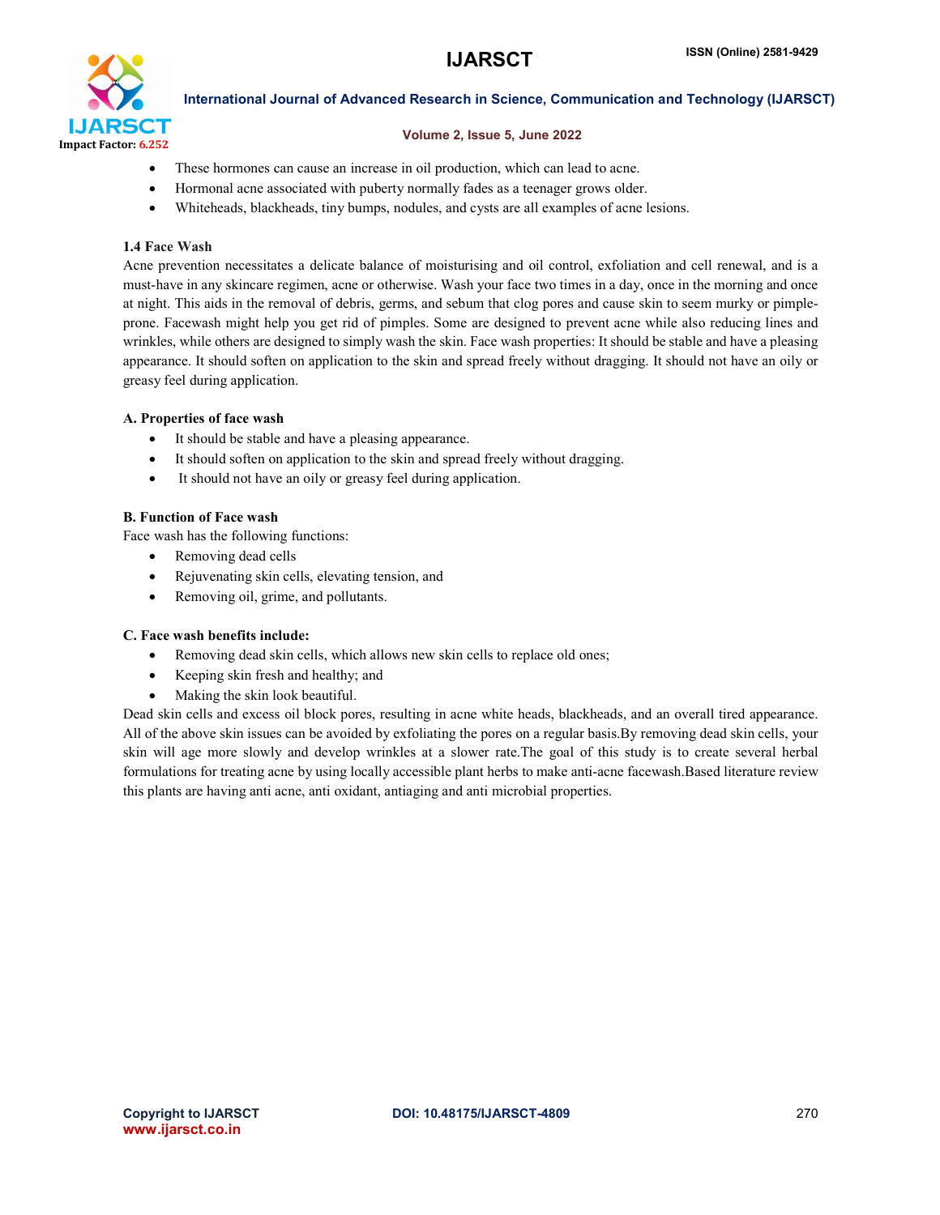- These hormones can cause an increase in oil production, which can lead to acne.
- Hormonal acne associated with puberty normally fades as a teenager grows older.
- Whiteheads, blackheads, tiny bumps, nodules, and cysts are all examples of acne lesions.

### 1.4 Face Wash

Acne prevention necessitates a delicate balance of moisturising and oil control, exfoliation and cell renewal, and is a must-have in any skincare regimen, acne or otherwise. Wash your face two times in a day, once in the morning and once at night. This aids in the removal of debris, germs, and sebum that clog pores and cause skin to seem murky or pimple-prone. Facewash might help you get rid of pimples. Some are designed to prevent acne while also reducing lines and wrinkles, while others are designed to simply wash the skin. Face wash properties: It should be stable and have a pleasing appearance. It should soften on application to the skin and spread freely without dragging. It should not have an oily or greasy feel during application.

#### A. Properties of face wash

- It should be stable and have a pleasing appearance.
- It should soften on application to the skin and spread freely without dragging.
- It should not have an oily or greasy feel during application.

#### B. Function of Face wash

Face wash has the following functions:

- Removing dead cells
- Rejuvenating skin cells, elevating tension, and
- Removing oil, grime, and pollutants.

#### C. Face wash benefits include:

- Removing dead skin cells, which allows new skin cells to replace old ones;
- Keeping skin fresh and healthy; and
- Making the skin look beautiful.

Dead skin cells and excess oil block pores, resulting in acne white heads, blackheads, and an overall tired appearance. All of the above skin issues can be avoided by exfoliating the pores on a regular basis.By removing dead skin cells, your skin will age more slowly and develop wrinkles at a slower rate.The goal of this study is to create several herbal formulations for treating acne by using locally accessible plant herbs to make anti-acne facewash.Based literature review this plants are having anti acne, anti oxidant, antiaging and anti microbial properties.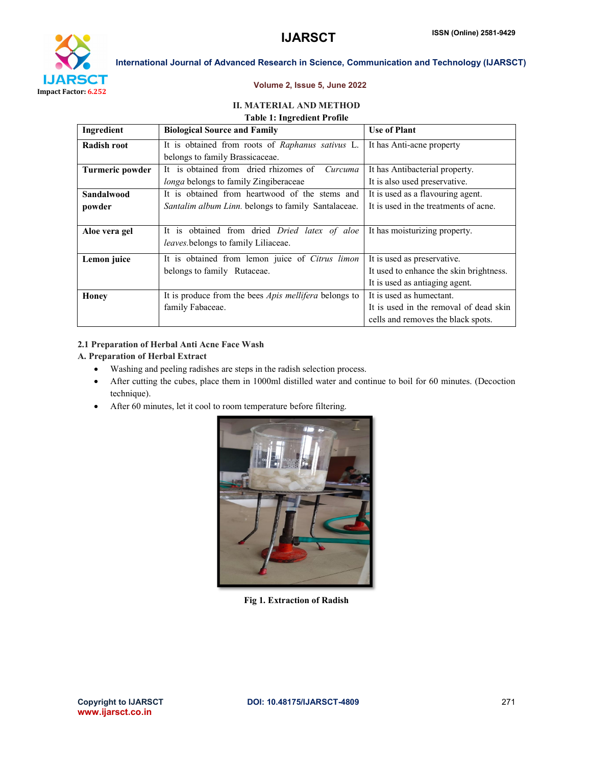## II. MATERIAL AND METHOD

**Table 1: Ingredient Profile**

| Ingredient | Biological Source and Family | Use of Plant |
|---|---|---|
| **Radish root** | It is obtained from roots of *Raphanus sativus* L. belongs to family Brassicaceae. | It has Anti-acne property |
| **Turmeric powder** | It is obtained from dried rhizomes of *Curcuma longa* belongs to family Zingiberaceae | It has Antibacterial property. It is also used preservative. |
| **Sandalwood powder** | It is obtained from heartwood of the stems and *Santalim album Linn.* belongs to family Santalaceae. | It is used as a flavouring agent. It is used in the treatments of acne. |
| **Aloe vera gel** | It is obtained from dried *Dried latex of aloe leaves.*belongs to family Liliaceae. | It has moisturizing property. |
| **Lemon juice** | It is obtained from lemon juice of *Citrus limon* belongs to family Rutaceae. | It is used as preservative. It used to enhance the skin brightness. It is used as antiaging agent. |
| **Honey** | It is produce from the bees *Apis mellifera* belongs to family Fabaceae. | It is used as humectant. It is used in the removal of dead skin cells and removes the black spots. |

### 2.1 Preparation of Herbal Anti Acne Face Wash

#### A. Preparation of Herbal Extract

- Washing and peeling radishes are steps in the radish selection process.
- After cutting the cubes, place them in 1000ml distilled water and continue to boil for 60 minutes. (Decoction technique).
- After 60 minutes, let it cool to room temperature before filtering.

**Fig 1. Extraction of Radish**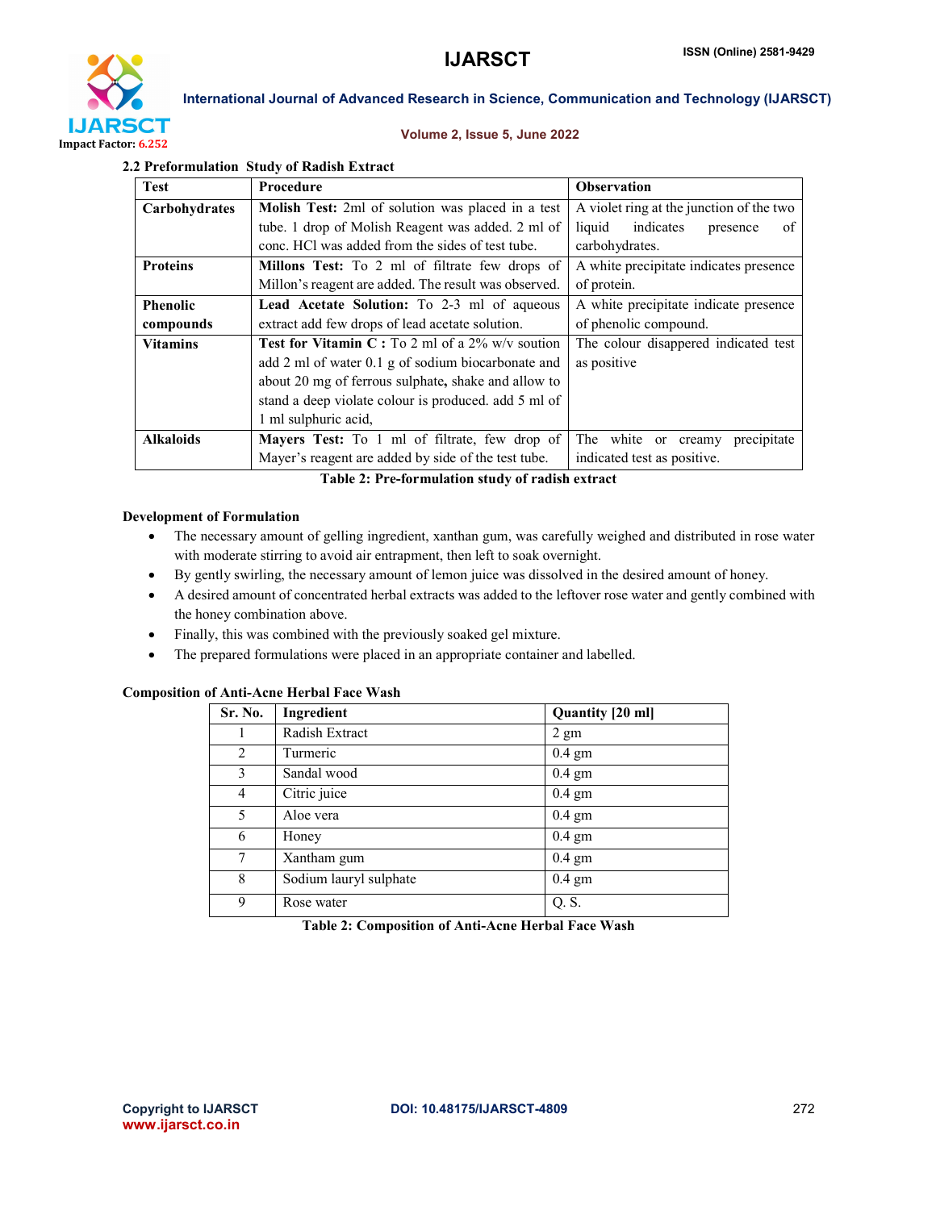### 2.2 Preformulation Study of Radish Extract

| Test | Procedure | Observation |
|---|---|---|
| **Carbohydrates** | **Molish Test:** 2ml of solution was placed in a test tube. 1 drop of Molish Reagent was added. 2 ml of conc. HCl was added from the sides of test tube. | A violet ring at the junction of the two liquid indicates presence of carbohydrates. |
| **Proteins** | **Millons Test:** To 2 ml of filtrate few drops of Millon's reagent are added. The result was observed. | A white precipitate indicates presence of protein. |
| **Phenolic compounds** | **Lead Acetate Solution:** To 2-3 ml of aqueous extract add few drops of lead acetate solution. | A white precipitate indicate presence of phenolic compound. |
| **Vitamins** | **Test for Vitamin C :** To 2 ml of a 2% w/v soution add 2 ml of water 0.1 g of sodium biocarbonate and about 20 mg of ferrous sulphate**,** shake and allow to stand a deep violate colour is produced. add 5 ml of 1 ml sulphuric acid, | The colour disappered indicated test as positive |
| **Alkaloids** | **Mayers Test:** To 1 ml of filtrate, few drop of Mayer's reagent are added by side of the test tube. | The white or creamy precipitate indicated test as positive. |

**Table 2: Pre-formulation study of radish extract**

### Development of Formulation

- The necessary amount of gelling ingredient, xanthan gum, was carefully weighed and distributed in rose water with moderate stirring to avoid air entrapment, then left to soak overnight.
- By gently swirling, the necessary amount of lemon juice was dissolved in the desired amount of honey.
- A desired amount of concentrated herbal extracts was added to the leftover rose water and gently combined with the honey combination above.
- Finally, this was combined with the previously soaked gel mixture.
- The prepared formulations were placed in an appropriate container and labelled.

### Composition of Anti-Acne Herbal Face Wash

| Sr. No. | Ingredient | Quantity [20 ml] |
|---|---|---|
| 1 | Radish Extract | 2 gm |
| 2 | Turmeric | 0.4 gm |
| 3 | Sandal wood | 0.4 gm |
| 4 | Citric juice | 0.4 gm |
| 5 | Aloe vera | 0.4 gm |
| 6 | Honey | 0.4 gm |
| 7 | Xantham gum | 0.4 gm |
| 8 | Sodium lauryl sulphate | 0.4 gm |
| 9 | Rose water | Q. S. |

**Table 2: Composition of Anti-Acne Herbal Face Wash**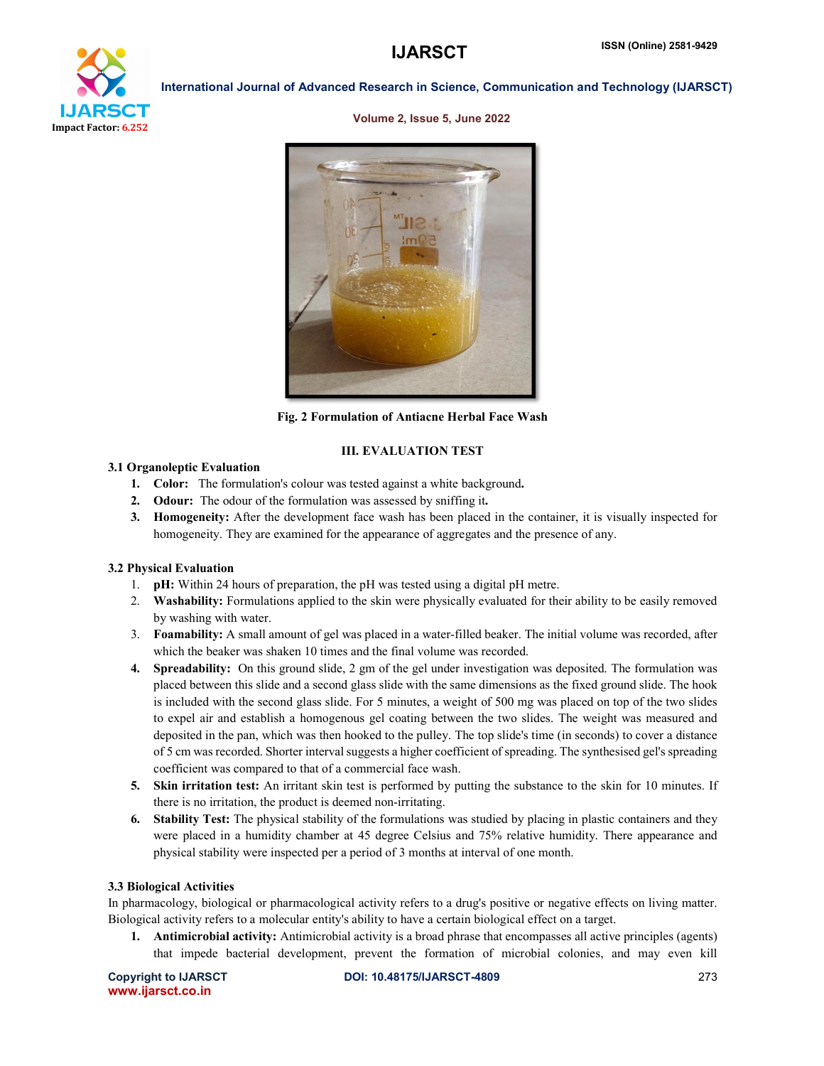Fig. 2 Formulation of Antiacne Herbal Face Wash

## III. EVALUATION TEST

### 3.1 Organoleptic Evaluation

1. **Color:** The formulation's colour was tested against a white background.
2. **Odour:** The odour of the formulation was assessed by sniffing it.
3. **Homogeneity:** After the development face wash has been placed in the container, it is visually inspected for homogeneity. They are examined for the appearance of aggregates and the presence of any.

### 3.2 Physical Evaluation

1. **pH:** Within 24 hours of preparation, the pH was tested using a digital pH metre.
2. **Washability:** Formulations applied to the skin were physically evaluated for their ability to be easily removed by washing with water.
3. **Foamability:** A small amount of gel was placed in a water-filled beaker. The initial volume was recorded, after which the beaker was shaken 10 times and the final volume was recorded.
4. **Spreadability:** On this ground slide, 2 gm of the gel under investigation was deposited. The formulation was placed between this slide and a second glass slide with the same dimensions as the fixed ground slide. The hook is included with the second glass slide. For 5 minutes, a weight of 500 mg was placed on top of the two slides to expel air and establish a homogenous gel coating between the two slides. The weight was measured and deposited in the pan, which was then hooked to the pulley. The top slide's time (in seconds) to cover a distance of 5 cm was recorded. Shorter interval suggests a higher coefficient of spreading. The synthesised gel's spreading coefficient was compared to that of a commercial face wash.
5. **Skin irritation test:** An irritant skin test is performed by putting the substance to the skin for 10 minutes. If there is no irritation, the product is deemed non-irritating.
6. **Stability Test:** The physical stability of the formulations was studied by placing in plastic containers and they were placed in a humidity chamber at 45 degree Celsius and 75% relative humidity. There appearance and physical stability were inspected per a period of 3 months at interval of one month.

### 3.3 Biological Activities

In pharmacology, biological or pharmacological activity refers to a drug's positive or negative effects on living matter. Biological activity refers to a molecular entity's ability to have a certain biological effect on a target.

1. **Antimicrobial activity:** Antimicrobial activity is a broad phrase that encompasses all active principles (agents) that impede bacterial development, prevent the formation of microbial colonies, and may even kill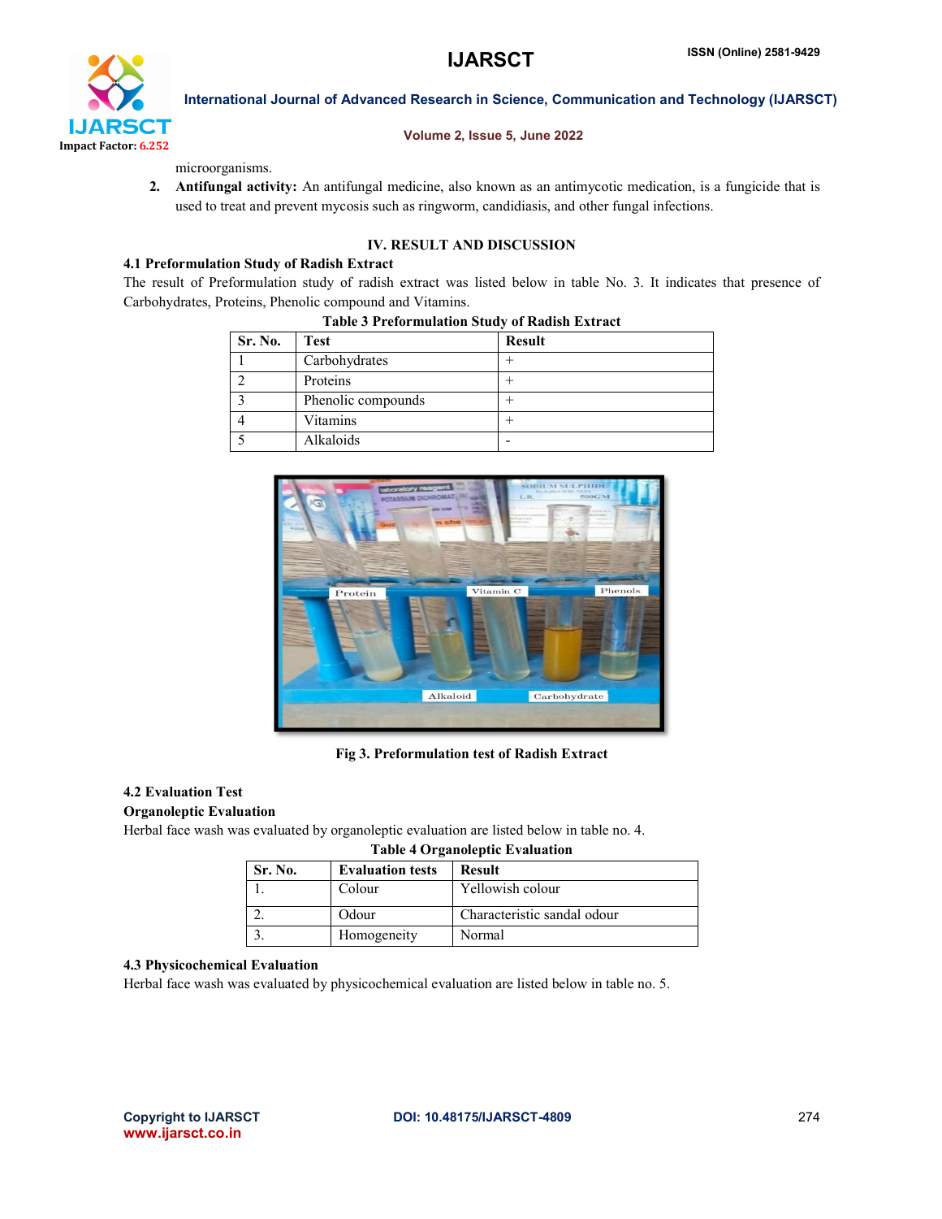microorganisms.

2. **Antifungal activity:** An antifungal medicine, also known as an antimycotic medication, is a fungicide that is used to treat and prevent mycosis such as ringworm, candidiasis, and other fungal infections.

## IV. RESULT AND DISCUSSION

### 4.1 Preformulation Study of Radish Extract

The result of Preformulation study of radish extract was listed below in table No. 3. It indicates that presence of Carbohydrates, Proteins, Phenolic compound and Vitamins.

**Table 3 Preformulation Study of Radish Extract**

| Sr. No. | Test | Result |
|---|---|---|
| 1 | Carbohydrates | + |
| 2 | Proteins | + |
| 3 | Phenolic compounds | + |
| 4 | Vitamins | + |
| 5 | Alkaloids | - |

**Fig 3. Preformulation test of Radish Extract**

### 4.2 Evaluation Test

**Organoleptic Evaluation**

Herbal face wash was evaluated by organoleptic evaluation are listed below in table no. 4.

**Table 4 Organoleptic Evaluation**

| Sr. No. | Evaluation tests | Result |
|---|---|---|
| 1. | Colour | Yellowish colour |
| 2. | Odour | Characteristic sandal odour |
| 3. | Homogeneity | Normal |

### 4.3 Physicochemical Evaluation

Herbal face wash was evaluated by physicochemical evaluation are listed below in table no. 5.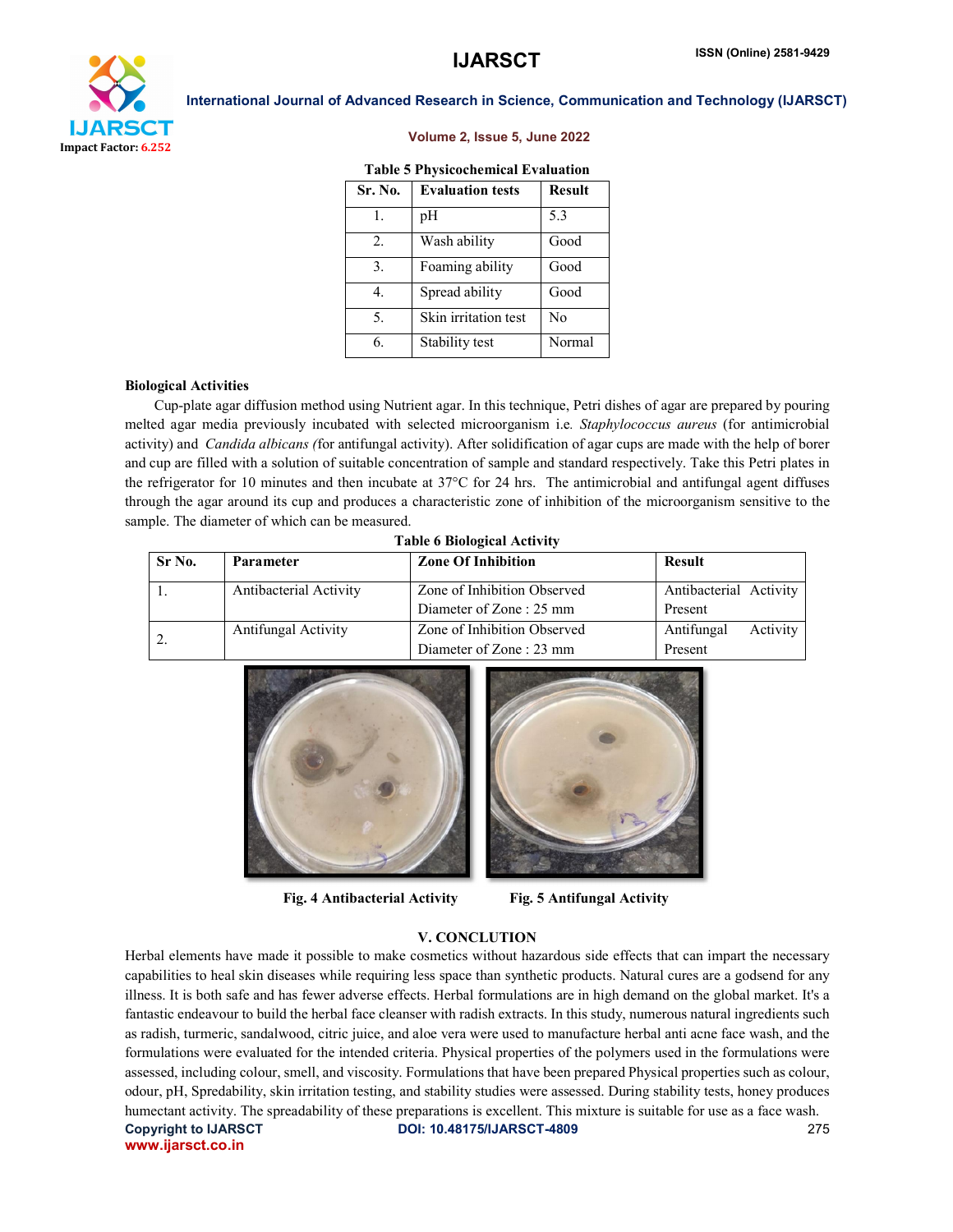**Table 5 Physicochemical Evaluation**

| Sr. No. | Evaluation tests | Result |
|---|---|---|
| 1. | pH | 5.3 |
| 2. | Wash ability | Good |
| 3. | Foaming ability | Good |
| 4. | Spread ability | Good |
| 5. | Skin irritation test | No |
| 6. | Stability test | Normal |

**Biological Activities**

Cup-plate agar diffusion method using Nutrient agar. In this technique, Petri dishes of agar are prepared by pouring melted agar media previously incubated with selected microorganism i.e. *Staphylococcus aureus* (for antimicrobial activity) and *Candida albicans* (for antifungal activity). After solidification of agar cups are made with the help of borer and cup are filled with a solution of suitable concentration of sample and standard respectively. Take this Petri plates in the refrigerator for 10 minutes and then incubate at 37°C for 24 hrs. The antimicrobial and antifungal agent diffuses through the agar around its cup and produces a characteristic zone of inhibition of the microorganism sensitive to the sample. The diameter of which can be measured.

**Table 6 Biological Activity**

| Sr No. | Parameter | Zone Of Inhibition | Result |
|---|---|---|---|
| 1. | Antibacterial Activity | Zone of Inhibition Observed Diameter of Zone : 25 mm | Antibacterial Activity Present |
| 2. | Antifungal Activity | Zone of Inhibition Observed Diameter of Zone : 23 mm | Antifungal Activity Present |

**Fig. 4 Antibacterial Activity**

**Fig. 5 Antifungal Activity**

## V. CONCLUTION

Herbal elements have made it possible to make cosmetics without hazardous side effects that can impart the necessary capabilities to heal skin diseases while requiring less space than synthetic products. Natural cures are a godsend for any illness. It is both safe and has fewer adverse effects. Herbal formulations are in high demand on the global market. It's a fantastic endeavour to build the herbal face cleanser with radish extracts. In this study, numerous natural ingredients such as radish, turmeric, sandalwood, citric juice, and aloe vera were used to manufacture herbal anti acne face wash, and the formulations were evaluated for the intended criteria. Physical properties of the polymers used in the formulations were assessed, including colour, smell, and viscosity. Formulations that have been prepared Physical properties such as colour, odour, pH, Spredability, skin irritation testing, and stability studies were assessed. During stability tests, honey produces humectant activity. The spreadability of these preparations is excellent. This mixture is suitable for use as a face wash.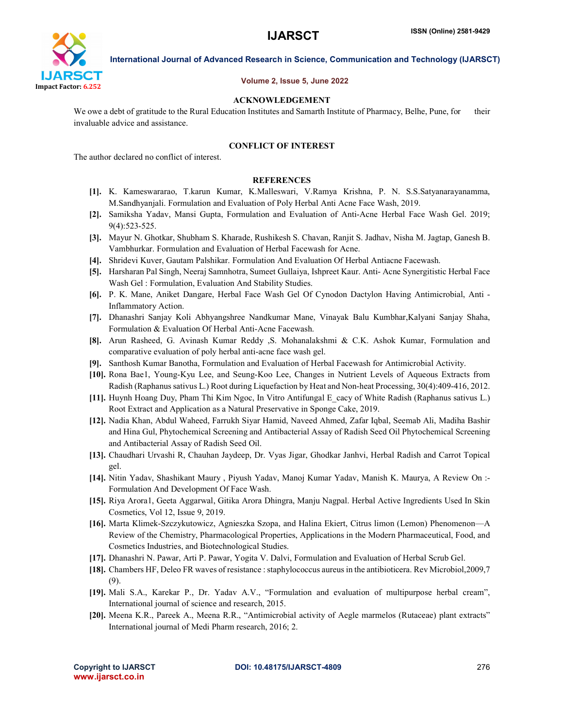## ACKNOWLEDGEMENT

We owe a debt of gratitude to the Rural Education Institutes and Samarth Institute of Pharmacy, Belhe, Pune, for their invaluable advice and assistance.

## CONFLICT OF INTEREST

The author declared no conflict of interest.

## REFERENCES

[1]. K. Kameswararao, T.karun Kumar, K.Malleswari, V.Ramya Krishna, P. N. S.S.Satyanarayanamma, M.Sandhyanjali. Formulation and Evaluation of Poly Herbal Anti Acne Face Wash, 2019.

[2]. Samiksha Yadav, Mansi Gupta, Formulation and Evaluation of Anti-Acne Herbal Face Wash Gel. 2019; 9(4):523-525.

[3]. Mayur N. Ghotkar, Shubham S. Kharade, Rushikesh S. Chavan, Ranjit S. Jadhav, Nisha M. Jagtap, Ganesh B. Vambhurkar. Formulation and Evaluation of Herbal Facewash for Acne.

[4]. Shridevi Kuver, Gautam Palshikar. Formulation And Evaluation Of Herbal Antiacne Facewash.

[5]. Harsharan Pal Singh, Neeraj Samnhotra, Sumeet Gullaiya, Ishpreet Kaur. Anti- Acne Synergitistic Herbal Face Wash Gel : Formulation, Evaluation And Stability Studies.

[6]. P. K. Mane, Aniket Dangare, Herbal Face Wash Gel Of Cynodon Dactylon Having Antimicrobial, Anti - Inflammatory Action.

[7]. Dhanashri Sanjay Koli Abhyangshree Nandkumar Mane, Vinayak Balu Kumbhar,Kalyani Sanjay Shaha, Formulation & Evaluation Of Herbal Anti-Acne Facewash.

[8]. Arun Rasheed, G. Avinash Kumar Reddy ,S. Mohanalakshmi & C.K. Ashok Kumar, Formulation and comparative evaluation of poly herbal anti-acne face wash gel.

[9]. Santhosh Kumar Banotha, Formulation and Evaluation of Herbal Facewash for Antimicrobial Activity.

[10]. Rona Bae1, Young-Kyu Lee, and Seung-Koo Lee, Changes in Nutrient Levels of Aqueous Extracts from Radish (Raphanus sativus L.) Root during Liquefaction by Heat and Non-heat Processing, 30(4):409-416, 2012.

[11]. Huynh Hoang Duy, Pham Thi Kim Ngoc, In Vitro Antifungal E_cacy of White Radish (Raphanus sativus L.) Root Extract and Application as a Natural Preservative in Sponge Cake, 2019.

[12]. Nadia Khan, Abdul Waheed, Farrukh Siyar Hamid, Naveed Ahmed, Zafar Iqbal, Seemab Ali, Madiha Bashir and Hina Gul, Phytochemical Screening and Antibacterial Assay of Radish Seed Oil Phytochemical Screening and Antibacterial Assay of Radish Seed Oil.

[13]. Chaudhari Urvashi R, Chauhan Jaydeep, Dr. Vyas Jigar, Ghodkar Janhvi, Herbal Radish and Carrot Topical gel.

[14]. Nitin Yadav, Shashikant Maury , Piyush Yadav, Manoj Kumar Yadav, Manish K. Maurya, A Review On :- Formulation And Development Of Face Wash.

[15]. Riya Arora1, Geeta Aggarwal, Gitika Arora Dhingra, Manju Nagpal. Herbal Active Ingredients Used In Skin Cosmetics, Vol 12, Issue 9, 2019.

[16]. Marta Klimek-Szczykutowicz, Agnieszka Szopa, and Halina Ekiert, Citrus limon (Lemon) Phenomenon—A Review of the Chemistry, Pharmacological Properties, Applications in the Modern Pharmaceutical, Food, and Cosmetics Industries, and Biotechnological Studies.

[17]. Dhanashri N. Pawar, Arti P. Pawar, Yogita V. Dalvi, Formulation and Evaluation of Herbal Scrub Gel.

[18]. Chambers HF, Deleo FR waves of resistance : staphylococcus aureus in the antibioticera. Rev Microbiol,2009,7 (9).

[19]. Mali S.A., Karekar P., Dr. Yadav A.V., "Formulation and evaluation of multipurpose herbal cream", International journal of science and research, 2015.

[20]. Meena K.R., Pareek A., Meena R.R., "Antimicrobial activity of Aegle marmelos (Rutaceae) plant extracts" International journal of Medi Pharm research, 2016; 2.